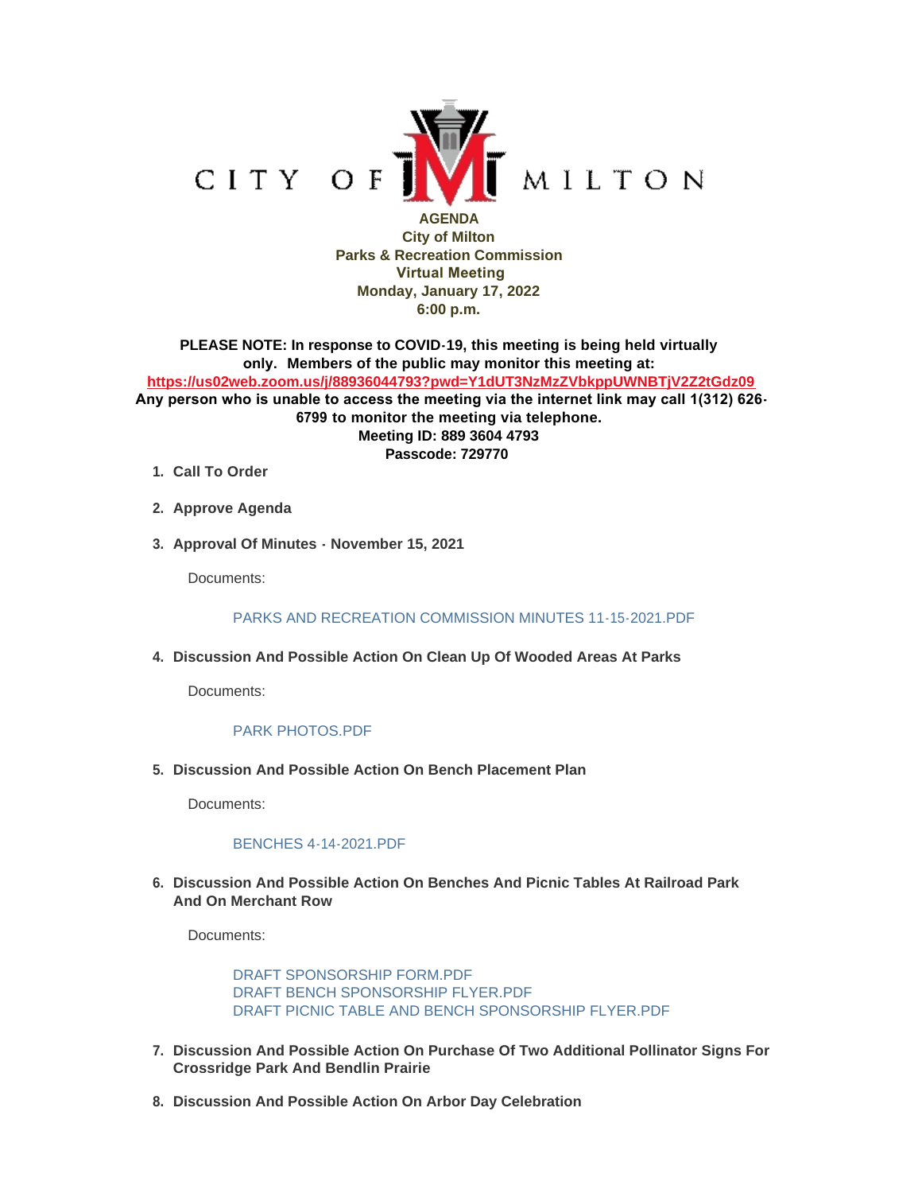CITY OF MILTON

**AGENDA**
**City of Milton**
**Parks & Recreation Commission**
**Virtual Meeting**
**Monday, January 17, 2022**
**6:00 p.m.**

**PLEASE NOTE: In response to COVID-19, this meeting is being held virtually only. Members of the public may monitor this meeting at:**
**https://us02web.zoom.us/j/88936044793?pwd=Y1dUT3NzMzZVbkppUWNBTjV2Z2tGdz09**
**Any person who is unable to access the meeting via the internet link may call 1(312) 626-6799 to monitor the meeting via telephone.**
**Meeting ID: 889 3604 4793**
**Passcode: 729770**

1. **Call To Order**

2. **Approve Agenda**

3. **Approval Of Minutes - November 15, 2021**

   Documents:

   PARKS AND RECREATION COMMISSION MINUTES 11-15-2021.PDF

4. **Discussion And Possible Action On Clean Up Of Wooded Areas At Parks**

   Documents:

   PARK PHOTOS.PDF

5. **Discussion And Possible Action On Bench Placement Plan**

   Documents:

   BENCHES 4-14-2021.PDF

6. **Discussion And Possible Action On Benches And Picnic Tables At Railroad Park And On Merchant Row**

   Documents:

   DRAFT SPONSORSHIP FORM.PDF
   DRAFT BENCH SPONSORSHIP FLYER.PDF
   DRAFT PICNIC TABLE AND BENCH SPONSORSHIP FLYER.PDF

7. **Discussion And Possible Action On Purchase Of Two Additional Pollinator Signs For Crossridge Park And Bendlin Prairie**

8. **Discussion And Possible Action On Arbor Day Celebration**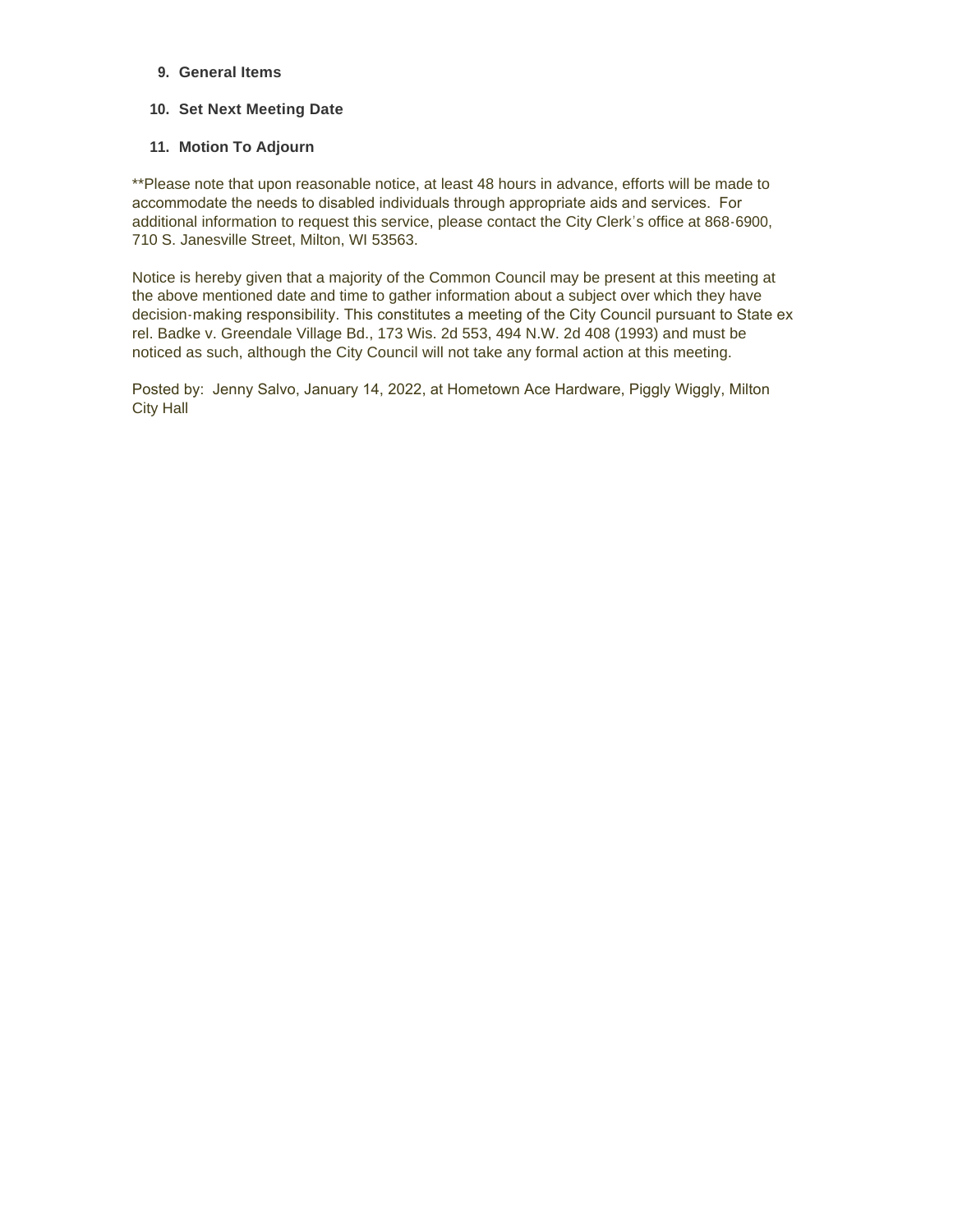9. **General Items**

10. **Set Next Meeting Date**

11. **Motion To Adjourn**

**Please note that upon reasonable notice, at least 48 hours in advance, efforts will be made to accommodate the needs to disabled individuals through appropriate aids and services. For additional information to request this service, please contact the City Clerk's office at 868-6900, 710 S. Janesville Street, Milton, WI 53563.

Notice is hereby given that a majority of the Common Council may be present at this meeting at the above mentioned date and time to gather information about a subject over which they have decision-making responsibility. This constitutes a meeting of the City Council pursuant to State ex rel. Badke v. Greendale Village Bd., 173 Wis. 2d 553, 494 N.W. 2d 408 (1993) and must be noticed as such, although the City Council will not take any formal action at this meeting.

Posted by: Jenny Salvo, January 14, 2022, at Hometown Ace Hardware, Piggly Wiggly, Milton City Hall